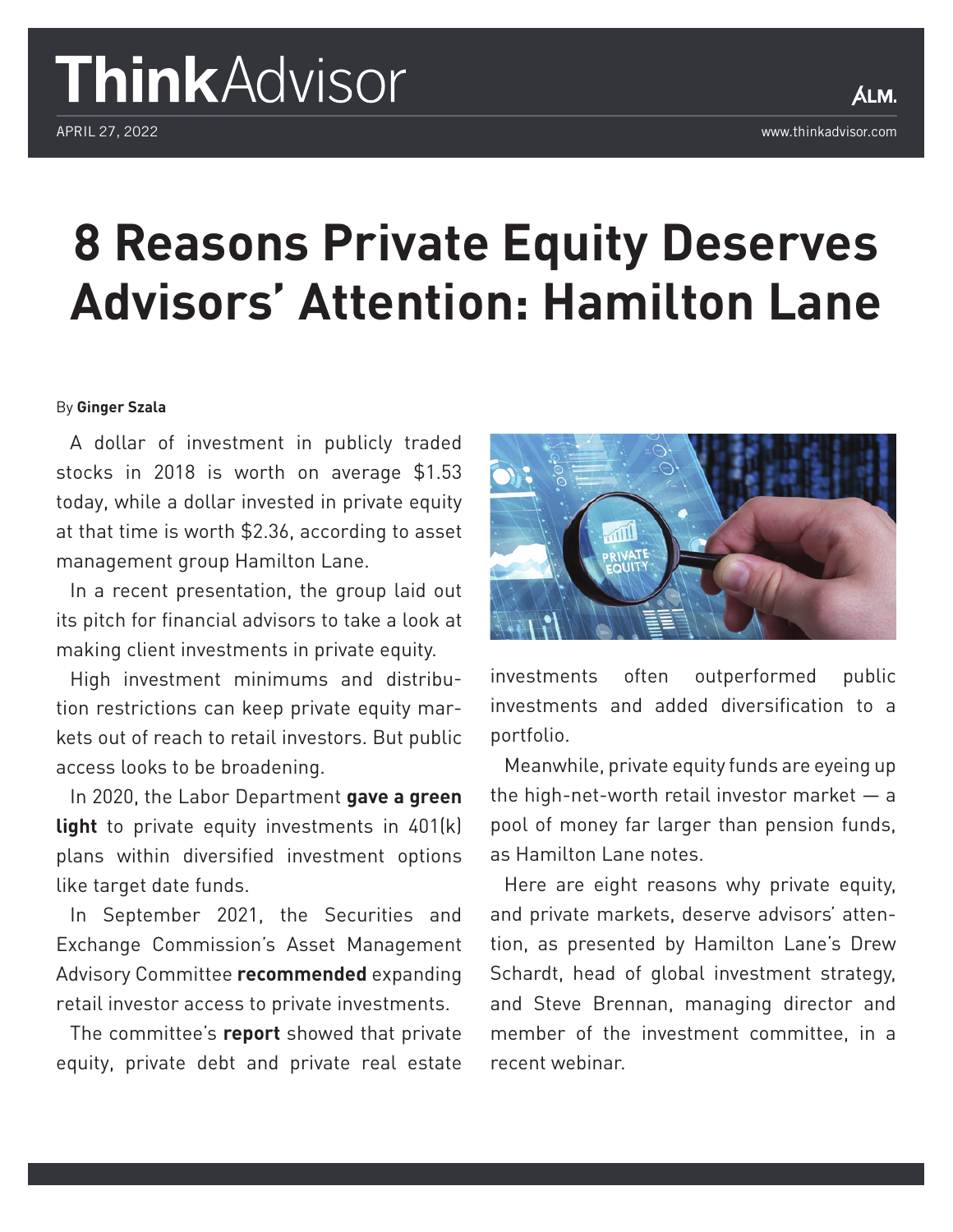# 8 Reasons Private Equity Deserves Advisors' Attention: Hamilton Lane

By **Ginger Szala**

A dollar of investment in publicly traded stocks in 2018 is worth on average $1.53 today, while a dollar invested in private equity at that time is worth $2.36, according to asset management group Hamilton Lane.

In a recent presentation, the group laid out its pitch for financial advisors to take a look at making client investments in private equity.

High investment minimums and distribution restrictions can keep private equity markets out of reach to retail investors. But public access looks to be broadening.

In 2020, the Labor Department **gave a green light** to private equity investments in 401(k) plans within diversified investment options like target date funds.

In September 2021, the Securities and Exchange Commission's Asset Management Advisory Committee **recommended** expanding retail investor access to private investments.

The committee's **report** showed that private equity, private debt and private real estate investments often outperformed public investments and added diversification to a portfolio.

Meanwhile, private equity funds are eyeing up the high-net-worth retail investor market — a pool of money far larger than pension funds, as Hamilton Lane notes.

Here are eight reasons why private equity, and private markets, deserve advisors' attention, as presented by Hamilton Lane's Drew Schardt, head of global investment strategy, and Steve Brennan, managing director and member of the investment committee, in a recent webinar.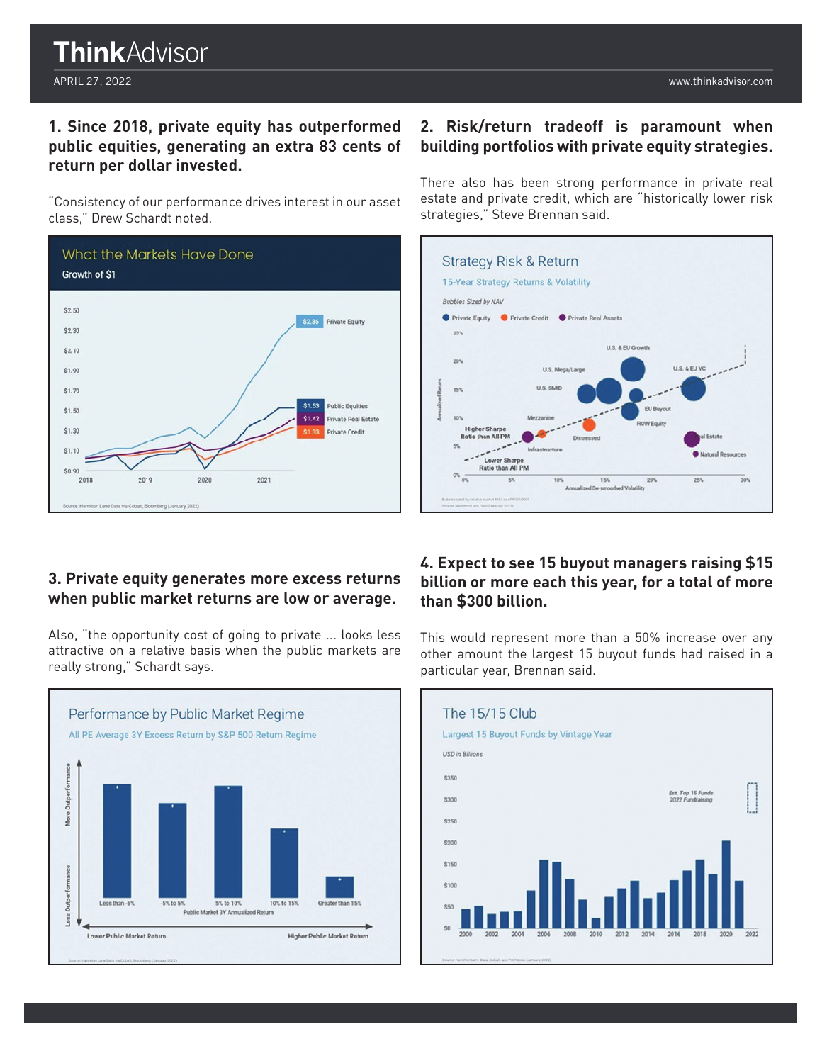## 1. Since 2018, private equity has outperformed public equities, generating an extra 83 cents of return per dollar invested.

"Consistency of our performance drives interest in our asset class," Drew Schardt noted.

## 2. Risk/return tradeoff is paramount when building portfolios with private equity strategies.

There also has been strong performance in private real estate and private credit, which are "historically lower risk strategies," Steve Brennan said.

## 3. Private equity generates more excess returns when public market returns are low or average.

Also, "the opportunity cost of going to private ... looks less attractive on a relative basis when the public markets are really strong," Schardt says.

## 4. Expect to see 15 buyout managers raising $15 billion or more each this year, for a total of more than $300 billion.

This would represent more than a 50% increase over any other amount the largest 15 buyout funds had raised in a particular year, Brennan said.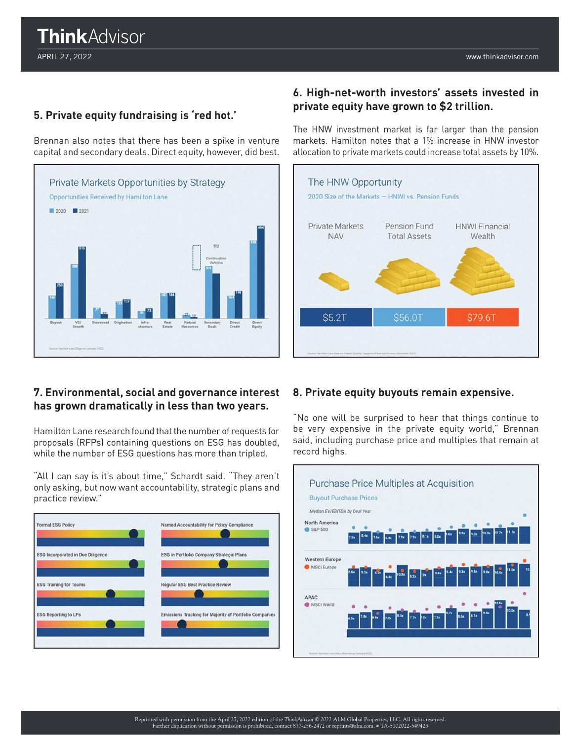## 5. Private equity fundraising is 'red hot.'

Brennan also notes that there has been a spike in venture capital and secondary deals. Direct equity, however, did best.

Private Markets Opportunities by Strategy

Opportunities Received by Hamilton Lane

2020 2021

Buyout 146 253
VC/Growth 388 515
Distressed 77 32
Origination 122 137
Infrastructure 86 73
Real Estate 182 184
Natural Resources 27 12
Secondary Deals 376 512 Continuation Vehicles
Direct Credit 164 198
Direct Equity 558 664

Source: Hamilton Lane Diligence (January 2022)

## 6. High-net-worth investors' assets invested in private equity have grown to $2 trillion.

The HNW investment market is far larger than the pension markets. Hamilton notes that a 1% increase in HNW investor allocation to private markets could increase total assets by 10%.

The HNW Opportunity

2020 Size of the Markets – HNWI vs. Pension Funds

Private Markets NAV
$5.2T

Pension Fund Total Assets
$56.0T

HNWI Financial Wealth
$79.6T

## 7. Environmental, social and governance interest has grown dramatically in less than two years.

Hamilton Lane research found that the number of requests for proposals (RFPs) containing questions on ESG has doubled, while the number of ESG questions has more than tripled.

"All I can say is it's about time," Schardt said. "They aren't only asking, but now want accountability, strategic plans and practice review."

Formal ESG Policy

Named Accountability for Policy Compliance

ESG Incorporated in Due Diligence

ESG in Portfolio Company Strategic Plans

ESG Training for Teams

Regular ESG Best Practice Review

ESG Reporting to LPs

Emissions Tracking for Majority of Portfolio Companies

## 8. Private equity buyouts remain expensive.

"No one will be surprised to hear that things continue to be very expensive in the private equity world," Brennan said, including purchase price and multiples that remain at record highs.

Purchase Price Multiples at Acquisition

Buyout Purchase Prices

*Median EV/EBITDA by Deal Year*

North America
S&P 500
7.5x 8.4x 7.6x 6.3x 7.3x 7.9x 8.1x 8.0x 9.0x 9.9x 9.3x 10.3x 10.7x 11.1x

Western Europe
MSCI Europe
8.6x 9.3x 8.2x 6.6x 10.3x 8.2x 9x 8.6x 9.4x 9.3x 9.6x 9.8x 10.6x 11.5x 10.

APAC
MSCI World
6.9x 7.8x 8.8x 7.2x 8.5x 7.7x 7.0x 7.3x 9.7x 8.0x 8.1x 9.8x 13.6x 10.0x 8.

Source: Hamilton Lane Data, Bloomberg (January 2022)